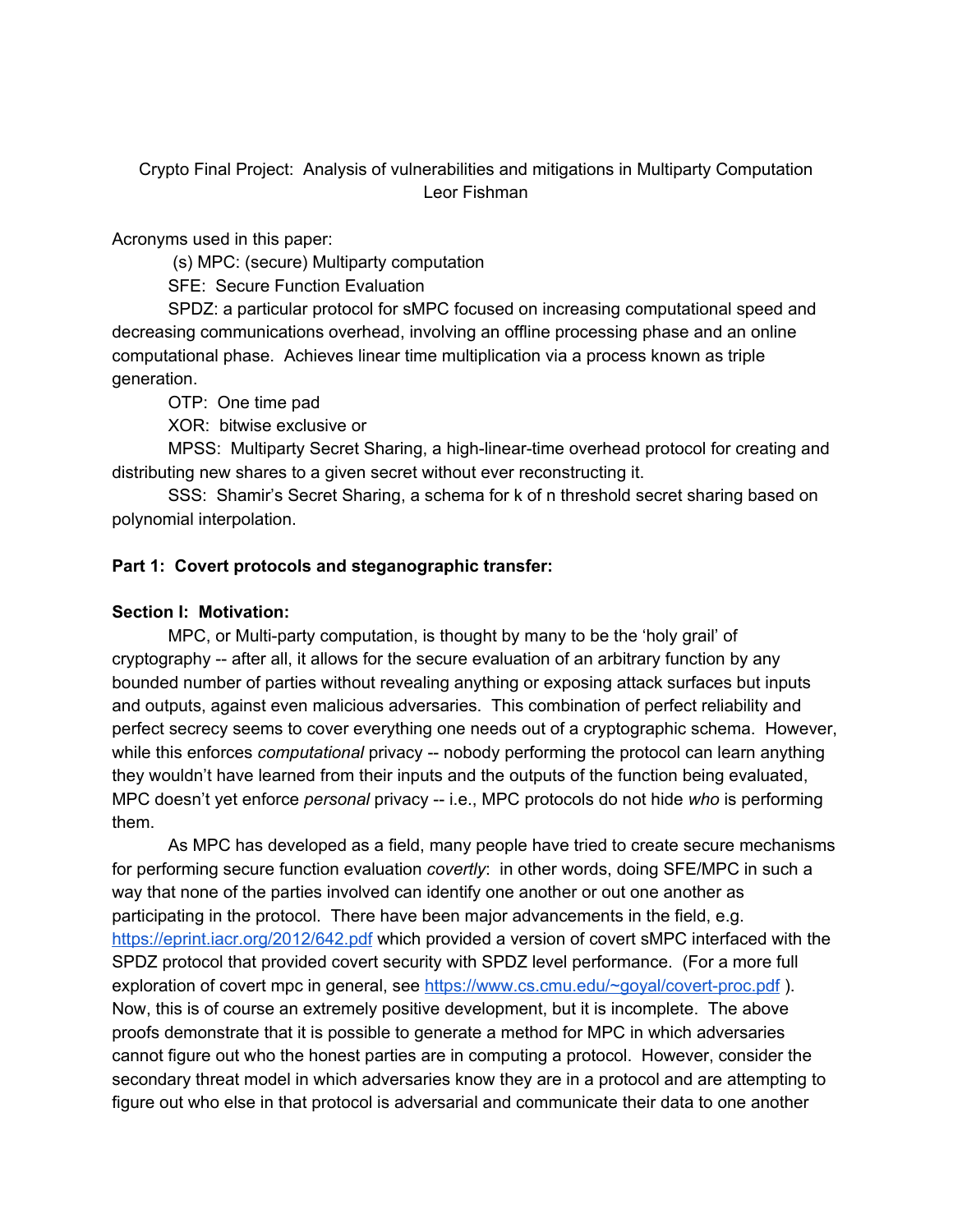Crypto Final Project: Analysis of vulnerabilities and mitigations in Multiparty Computation
Leor Fishman

Acronyms used in this paper:

(s) MPC: (secure) Multiparty computation

SFE: Secure Function Evaluation

SPDZ: a particular protocol for sMPC focused on increasing computational speed and decreasing communications overhead, involving an offline processing phase and an online computational phase. Achieves linear time multiplication via a process known as triple generation.

OTP: One time pad

XOR: bitwise exclusive or

MPSS: Multiparty Secret Sharing, a high-linear-time overhead protocol for creating and distributing new shares to a given secret without ever reconstructing it.

SSS: Shamir's Secret Sharing, a schema for k of n threshold secret sharing based on polynomial interpolation.

**Part 1: Covert protocols and steganographic transfer:**

**Section I: Motivation:**

MPC, or Multi-party computation, is thought by many to be the 'holy grail' of cryptography -- after all, it allows for the secure evaluation of an arbitrary function by any bounded number of parties without revealing anything or exposing attack surfaces but inputs and outputs, against even malicious adversaries. This combination of perfect reliability and perfect secrecy seems to cover everything one needs out of a cryptographic schema. However, while this enforces *computational* privacy -- nobody performing the protocol can learn anything they wouldn't have learned from their inputs and the outputs of the function being evaluated, MPC doesn't yet enforce *personal* privacy -- i.e., MPC protocols do not hide *who* is performing them.

As MPC has developed as a field, many people have tried to create secure mechanisms for performing secure function evaluation *covertly*: in other words, doing SFE/MPC in such a way that none of the parties involved can identify one another or out one another as participating in the protocol. There have been major advancements in the field, e.g. https://eprint.iacr.org/2012/642.pdf which provided a version of covert sMPC interfaced with the SPDZ protocol that provided covert security with SPDZ level performance. (For a more full exploration of covert mpc in general, see https://www.cs.cmu.edu/~goyal/covert-proc.pdf ). Now, this is of course an extremely positive development, but it is incomplete. The above proofs demonstrate that it is possible to generate a method for MPC in which adversaries cannot figure out who the honest parties are in computing a protocol. However, consider the secondary threat model in which adversaries know they are in a protocol and are attempting to figure out who else in that protocol is adversarial and communicate their data to one another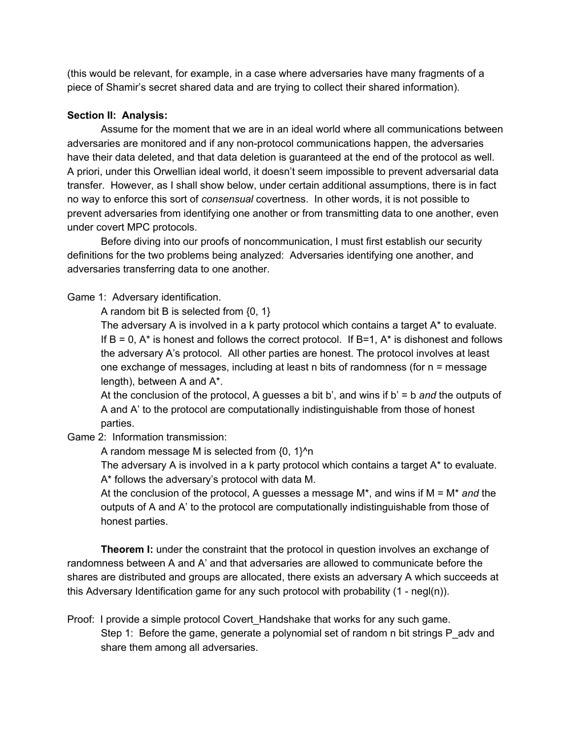(this would be relevant, for example, in a case where adversaries have many fragments of a piece of Shamir's secret shared data and are trying to collect their shared information).

**Section II: Analysis:**

Assume for the moment that we are in an ideal world where all communications between adversaries are monitored and if any non-protocol communications happen, the adversaries have their data deleted, and that data deletion is guaranteed at the end of the protocol as well. A priori, under this Orwellian ideal world, it doesn't seem impossible to prevent adversarial data transfer. However, as I shall show below, under certain additional assumptions, there is in fact no way to enforce this sort of *consensual* covertness. In other words, it is not possible to prevent adversaries from identifying one another or from transmitting data to one another, even under covert MPC protocols.

Before diving into our proofs of noncommunication, I must first establish our security definitions for the two problems being analyzed: Adversaries identifying one another, and adversaries transferring data to one another.

Game 1: Adversary identification.

A random bit B is selected from {0, 1}

The adversary A is involved in a k party protocol which contains a target A* to evaluate. If B = 0, A* is honest and follows the correct protocol. If B=1, A* is dishonest and follows the adversary A's protocol. All other parties are honest. The protocol involves at least one exchange of messages, including at least n bits of randomness (for n = message length), between A and A*.

At the conclusion of the protocol, A guesses a bit b', and wins if b' = b *and* the outputs of A and A' to the protocol are computationally indistinguishable from those of honest parties.

Game 2: Information transmission:

A random message M is selected from $\{0, 1\}^n$

The adversary A is involved in a k party protocol which contains a target A* to evaluate. A* follows the adversary's protocol with data M.

At the conclusion of the protocol, A guesses a message M*, and wins if M = M* *and* the outputs of A and A' to the protocol are computationally indistinguishable from those of honest parties.

**Theorem I:** under the constraint that the protocol in question involves an exchange of randomness between A and A' and that adversaries are allowed to communicate before the shares are distributed and groups are allocated, there exists an adversary A which succeeds at this Adversary Identification game for any such protocol with probability (1 - negl(n)).

Proof: I provide a simple protocol Covert_Handshake that works for any such game.

Step 1: Before the game, generate a polynomial set of random n bit strings P_adv and share them among all adversaries.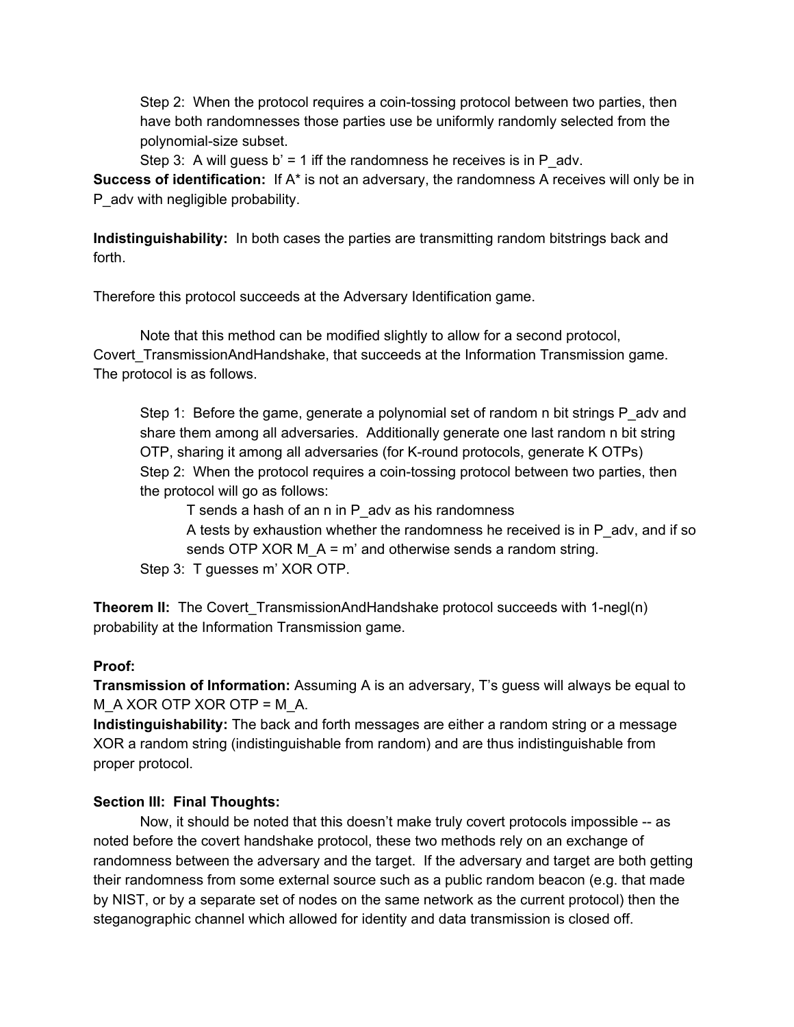Step 2: When the protocol requires a coin-tossing protocol between two parties, then have both randomnesses those parties use be uniformly randomly selected from the polynomial-size subset.

Step 3: A will guess $b' = 1$ iff the randomness he receives is in $P_{adv}$.

**Success of identification:** If A* is not an adversary, the randomness A receives will only be in $P_{adv}$ with negligible probability.

**Indistinguishability:** In both cases the parties are transmitting random bitstrings back and forth.

Therefore this protocol succeeds at the Adversary Identification game.

Note that this method can be modified slightly to allow for a second protocol, Covert_TransmissionAndHandshake, that succeeds at the Information Transmission game. The protocol is as follows.

Step 1: Before the game, generate a polynomial set of random n bit strings $P_{adv}$ and share them among all adversaries. Additionally generate one last random n bit string OTP, sharing it among all adversaries (for K-round protocols, generate K OTPs)

Step 2: When the protocol requires a coin-tossing protocol between two parties, then the protocol will go as follows:

T sends a hash of an n in $P_{adv}$ as his randomness

A tests by exhaustion whether the randomness he received is in $P_{adv}$, and if so sends OTP XOR $M_A = m'$ and otherwise sends a random string.

Step 3: T guesses $m'$ XOR OTP.

**Theorem II:** The Covert_TransmissionAndHandshake protocol succeeds with 1-negl(n) probability at the Information Transmission game.

**Proof:**

**Transmission of Information:** Assuming A is an adversary, T's guess will always be equal to $M_A$ XOR OTP XOR OTP = $M_A$.

**Indistinguishability:** The back and forth messages are either a random string or a message XOR a random string (indistinguishable from random) and are thus indistinguishable from proper protocol.

**Section III: Final Thoughts:**

Now, it should be noted that this doesn't make truly covert protocols impossible -- as noted before the covert handshake protocol, these two methods rely on an exchange of randomness between the adversary and the target. If the adversary and target are both getting their randomness from some external source such as a public random beacon (e.g. that made by NIST, or by a separate set of nodes on the same network as the current protocol) then the steganographic channel which allowed for identity and data transmission is closed off.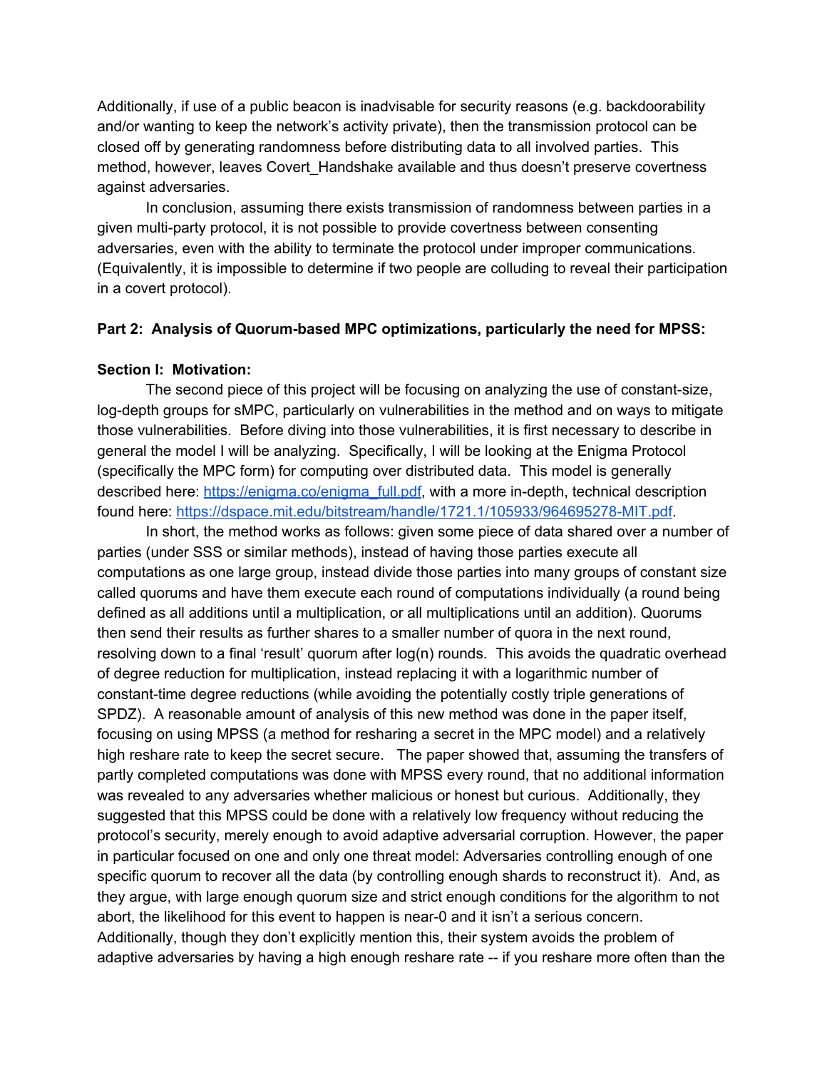Additionally, if use of a public beacon is inadvisable for security reasons (e.g. backdoorability and/or wanting to keep the network's activity private), then the transmission protocol can be closed off by generating randomness before distributing data to all involved parties. This method, however, leaves Covert_Handshake available and thus doesn't preserve covertness against adversaries.

In conclusion, assuming there exists transmission of randomness between parties in a given multi-party protocol, it is not possible to provide covertness between consenting adversaries, even with the ability to terminate the protocol under improper communications. (Equivalently, it is impossible to determine if two people are colluding to reveal their participation in a covert protocol).

**Part 2: Analysis of Quorum-based MPC optimizations, particularly the need for MPSS:**

**Section I: Motivation:**

The second piece of this project will be focusing on analyzing the use of constant-size, log-depth groups for sMPC, particularly on vulnerabilities in the method and on ways to mitigate those vulnerabilities. Before diving into those vulnerabilities, it is first necessary to describe in general the model I will be analyzing. Specifically, I will be looking at the Enigma Protocol (specifically the MPC form) for computing over distributed data. This model is generally described here: [https://enigma.co/enigma_full.pdf](https://enigma.co/enigma_full.pdf), with a more in-depth, technical description found here: [https://dspace.mit.edu/bitstream/handle/1721.1/105933/964695278-MIT.pdf](https://dspace.mit.edu/bitstream/handle/1721.1/105933/964695278-MIT.pdf).

In short, the method works as follows: given some piece of data shared over a number of parties (under SSS or similar methods), instead of having those parties execute all computations as one large group, instead divide those parties into many groups of constant size called quorums and have them execute each round of computations individually (a round being defined as all additions until a multiplication, or all multiplications until an addition). Quorums then send their results as further shares to a smaller number of quora in the next round, resolving down to a final 'result' quorum after log(n) rounds. This avoids the quadratic overhead of degree reduction for multiplication, instead replacing it with a logarithmic number of constant-time degree reductions (while avoiding the potentially costly triple generations of SPDZ). A reasonable amount of analysis of this new method was done in the paper itself, focusing on using MPSS (a method for resharing a secret in the MPC model) and a relatively high reshare rate to keep the secret secure. The paper showed that, assuming the transfers of partly completed computations was done with MPSS every round, that no additional information was revealed to any adversaries whether malicious or honest but curious. Additionally, they suggested that this MPSS could be done with a relatively low frequency without reducing the protocol's security, merely enough to avoid adaptive adversarial corruption. However, the paper in particular focused on one and only one threat model: Adversaries controlling enough of one specific quorum to recover all the data (by controlling enough shards to reconstruct it). And, as they argue, with large enough quorum size and strict enough conditions for the algorithm to not abort, the likelihood for this event to happen is near-0 and it isn't a serious concern. Additionally, though they don't explicitly mention this, their system avoids the problem of adaptive adversaries by having a high enough reshare rate -- if you reshare more often than the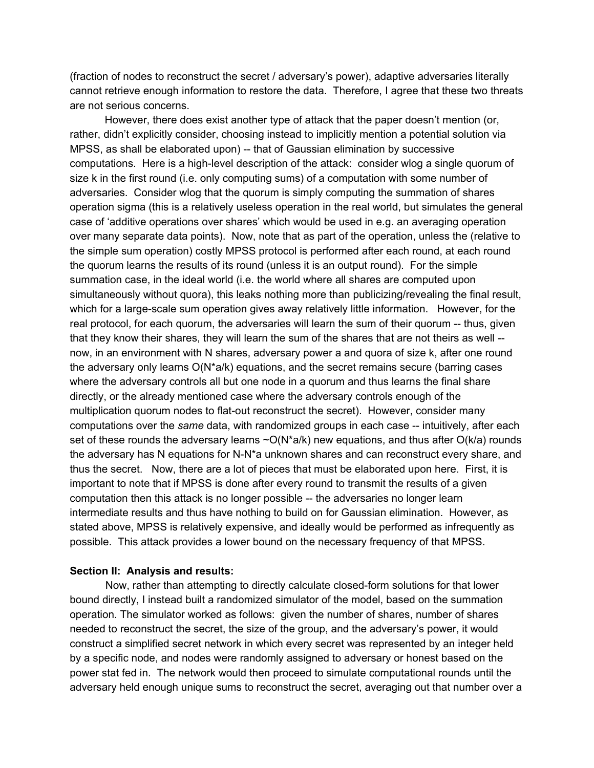(fraction of nodes to reconstruct the secret / adversary's power), adaptive adversaries literally cannot retrieve enough information to restore the data. Therefore, I agree that these two threats are not serious concerns.

However, there does exist another type of attack that the paper doesn't mention (or, rather, didn't explicitly consider, choosing instead to implicitly mention a potential solution via MPSS, as shall be elaborated upon) -- that of Gaussian elimination by successive computations. Here is a high-level description of the attack: consider wlog a single quorum of size k in the first round (i.e. only computing sums) of a computation with some number of adversaries. Consider wlog that the quorum is simply computing the summation of shares operation sigma (this is a relatively useless operation in the real world, but simulates the general case of 'additive operations over shares' which would be used in e.g. an averaging operation over many separate data points). Now, note that as part of the operation, unless the (relative to the simple sum operation) costly MPSS protocol is performed after each round, at each round the quorum learns the results of its round (unless it is an output round). For the simple summation case, in the ideal world (i.e. the world where all shares are computed upon simultaneously without quora), this leaks nothing more than publicizing/revealing the final result, which for a large-scale sum operation gives away relatively little information. However, for the real protocol, for each quorum, the adversaries will learn the sum of their quorum -- thus, given that they know their shares, they will learn the sum of the shares that are not theirs as well -- now, in an environment with N shares, adversary power a and quora of size k, after one round the adversary only learns $O(N*a/k)$ equations, and the secret remains secure (barring cases where the adversary controls all but one node in a quorum and thus learns the final share directly, or the already mentioned case where the adversary controls enough of the multiplication quorum nodes to flat-out reconstruct the secret). However, consider many computations over the *same* data, with randomized groups in each case -- intuitively, after each set of these rounds the adversary learns $\sim O(N*a/k)$ new equations, and thus after $O(k/a)$ rounds the adversary has N equations for $N-N*a$ unknown shares and can reconstruct every share, and thus the secret. Now, there are a lot of pieces that must be elaborated upon here. First, it is important to note that if MPSS is done after every round to transmit the results of a given computation then this attack is no longer possible -- the adversaries no longer learn intermediate results and thus have nothing to build on for Gaussian elimination. However, as stated above, MPSS is relatively expensive, and ideally would be performed as infrequently as possible. This attack provides a lower bound on the necessary frequency of that MPSS.

**Section II: Analysis and results:**

Now, rather than attempting to directly calculate closed-form solutions for that lower bound directly, I instead built a randomized simulator of the model, based on the summation operation. The simulator worked as follows: given the number of shares, number of shares needed to reconstruct the secret, the size of the group, and the adversary's power, it would construct a simplified secret network in which every secret was represented by an integer held by a specific node, and nodes were randomly assigned to adversary or honest based on the power stat fed in. The network would then proceed to simulate computational rounds until the adversary held enough unique sums to reconstruct the secret, averaging out that number over a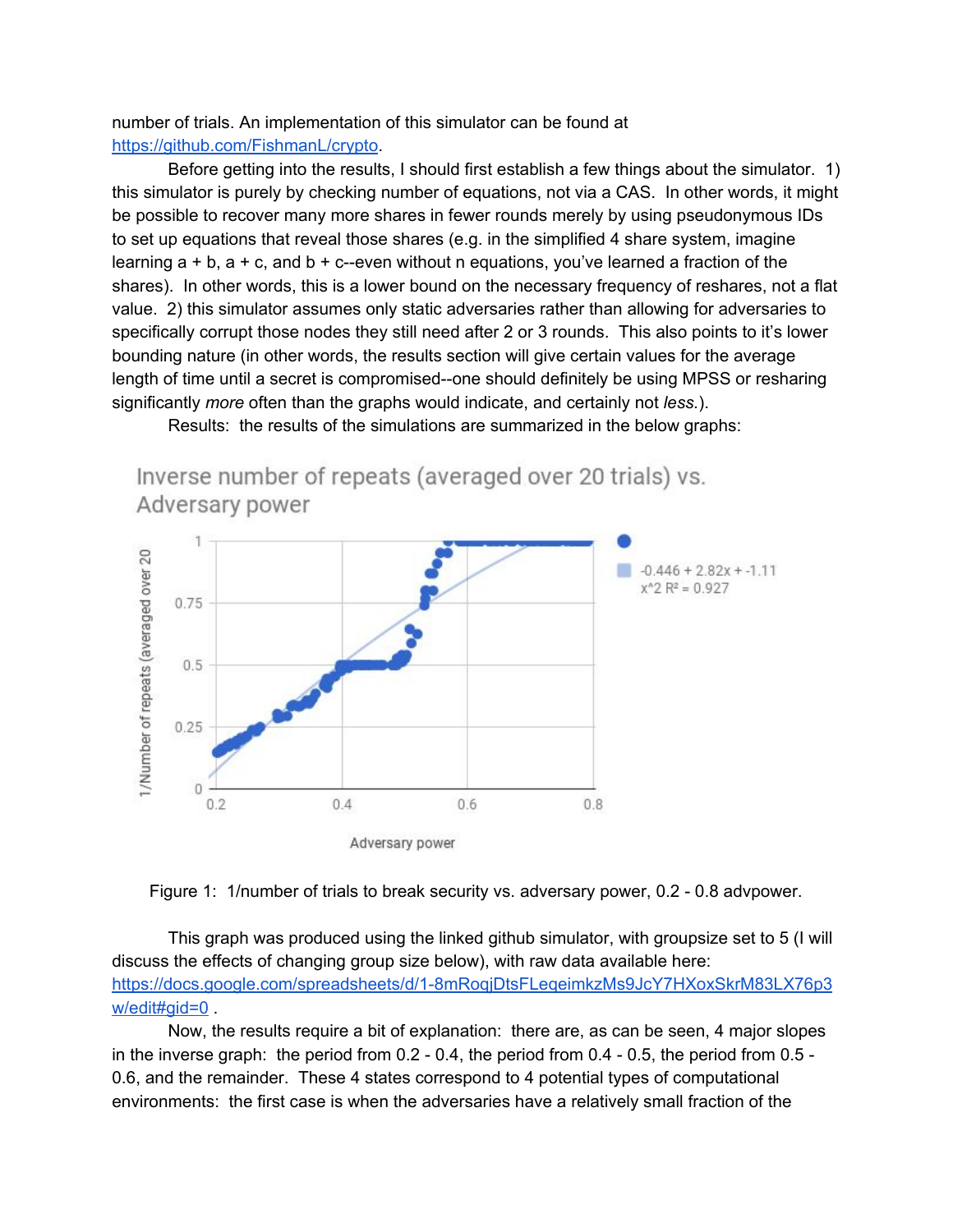number of trials. An implementation of this simulator can be found at [https://github.com/FishmanL/crypto](https://github.com/FishmanL/crypto).

Before getting into the results, I should first establish a few things about the simulator. 1) this simulator is purely by checking number of equations, not via a CAS. In other words, it might be possible to recover many more shares in fewer rounds merely by using pseudonymous IDs to set up equations that reveal those shares (e.g. in the simplified 4 share system, imagine learning a + b, a + c, and b + c--even without n equations, you've learned a fraction of the shares). In other words, this is a lower bound on the necessary frequency of reshares, not a flat value. 2) this simulator assumes only static adversaries rather than allowing for adversaries to specifically corrupt those nodes they still need after 2 or 3 rounds. This also points to it's lower bounding nature (in other words, the results section will give certain values for the average length of time until a secret is compromised--one should definitely be using MPSS or resharing significantly *more* often than the graphs would indicate, and certainly not *less.*).

Results: the results of the simulations are summarized in the below graphs:

Inverse number of repeats (averaged over 20 trials) vs. Adversary power

Figure 1: 1/number of trials to break security vs. adversary power, 0.2 - 0.8 advpower.

This graph was produced using the linked github simulator, with groupsize set to 5 (I will discuss the effects of changing group size below), with raw data available here: [https://docs.google.com/spreadsheets/d/1-8mRoqjDtsFLeqeimkzMs9JcY7HXoxSkrM83LX76p3w/edit#gid=0](https://docs.google.com/spreadsheets/d/1-8mRoqjDtsFLeqeimkzMs9JcY7HXoxSkrM83LX76p3w/edit#gid=0) .

Now, the results require a bit of explanation: there are, as can be seen, 4 major slopes in the inverse graph: the period from 0.2 - 0.4, the period from 0.4 - 0.5, the period from 0.5 - 0.6, and the remainder. These 4 states correspond to 4 potential types of computational environments: the first case is when the adversaries have a relatively small fraction of the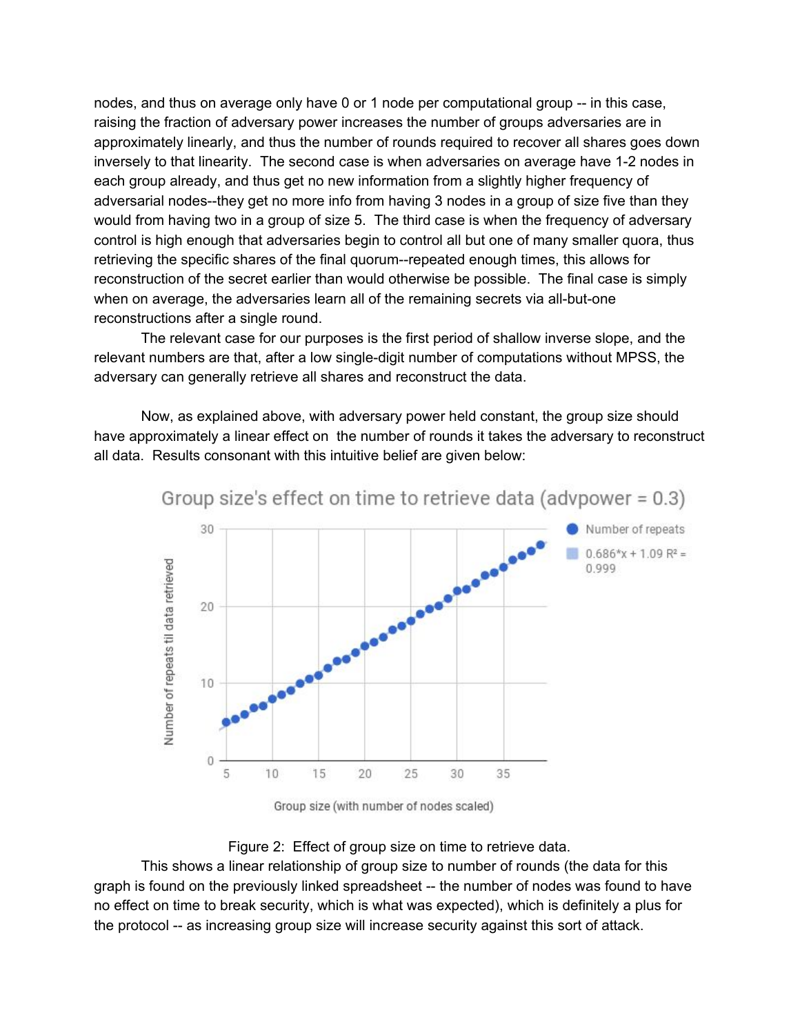nodes, and thus on average only have 0 or 1 node per computational group -- in this case, raising the fraction of adversary power increases the number of groups adversaries are in approximately linearly, and thus the number of rounds required to recover all shares goes down inversely to that linearity. The second case is when adversaries on average have 1-2 nodes in each group already, and thus get no new information from a slightly higher frequency of adversarial nodes--they get no more info from having 3 nodes in a group of size five than they would from having two in a group of size 5. The third case is when the frequency of adversary control is high enough that adversaries begin to control all but one of many smaller quora, thus retrieving the specific shares of the final quorum--repeated enough times, this allows for reconstruction of the secret earlier than would otherwise be possible. The final case is simply when on average, the adversaries learn all of the remaining secrets via all-but-one reconstructions after a single round.

The relevant case for our purposes is the first period of shallow inverse slope, and the relevant numbers are that, after a low single-digit number of computations without MPSS, the adversary can generally retrieve all shares and reconstruct the data.

Now, as explained above, with adversary power held constant, the group size should have approximately a linear effect on the number of rounds it takes the adversary to reconstruct all data. Results consonant with this intuitive belief are given below:

Group size's effect on time to retrieve data (advpower = 0.3)

Figure 2: Effect of group size on time to retrieve data.

This shows a linear relationship of group size to number of rounds (the data for this graph is found on the previously linked spreadsheet -- the number of nodes was found to have no effect on time to break security, which is what was expected), which is definitely a plus for the protocol -- as increasing group size will increase security against this sort of attack.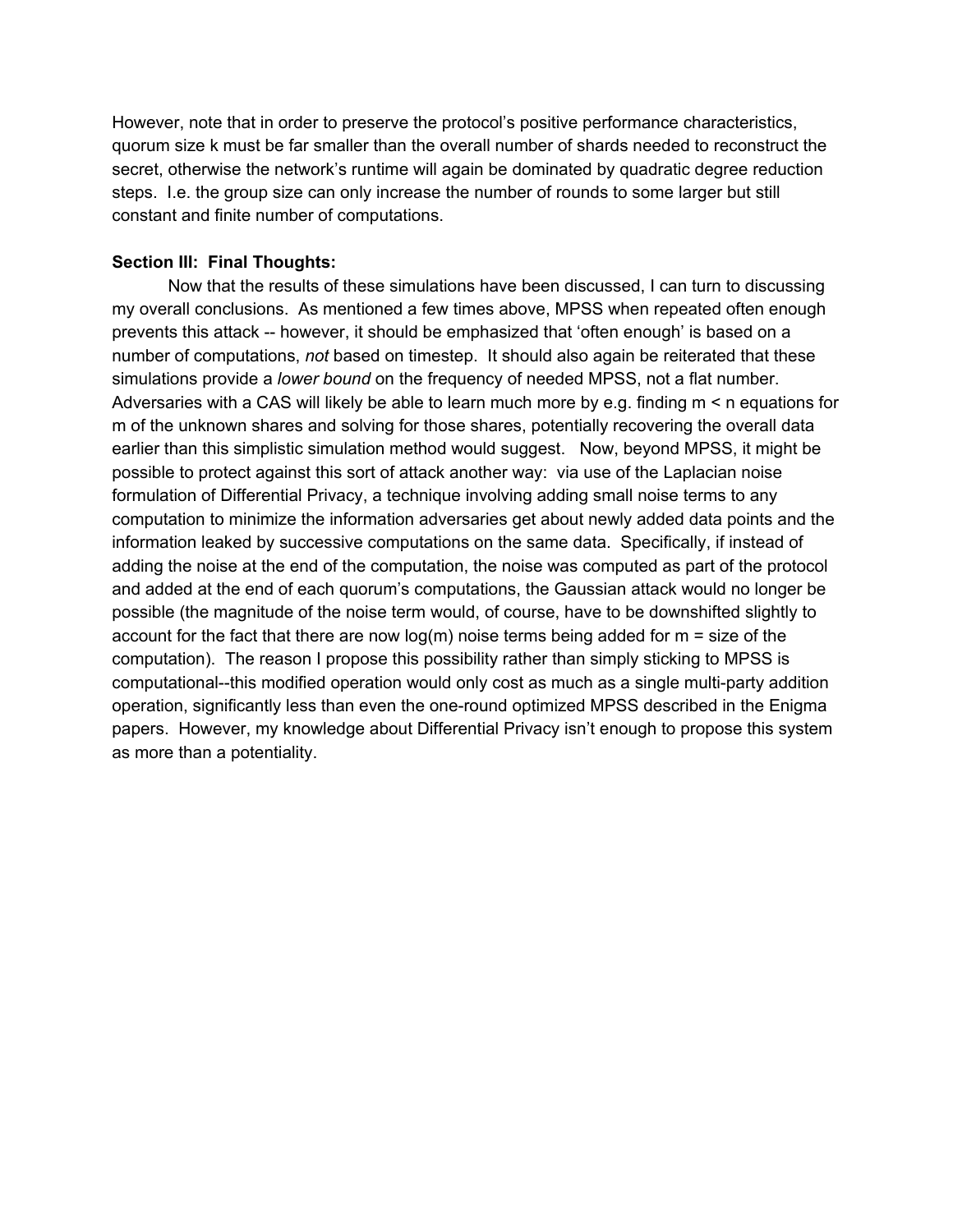However, note that in order to preserve the protocol's positive performance characteristics, quorum size k must be far smaller than the overall number of shards needed to reconstruct the secret, otherwise the network's runtime will again be dominated by quadratic degree reduction steps. I.e. the group size can only increase the number of rounds to some larger but still constant and finite number of computations.

**Section III: Final Thoughts:**

Now that the results of these simulations have been discussed, I can turn to discussing my overall conclusions. As mentioned a few times above, MPSS when repeated often enough prevents this attack -- however, it should be emphasized that 'often enough' is based on a number of computations, *not* based on timestep. It should also again be reiterated that these simulations provide a *lower bound* on the frequency of needed MPSS, not a flat number. Adversaries with a CAS will likely be able to learn much more by e.g. finding $m < n$ equations for m of the unknown shares and solving for those shares, potentially recovering the overall data earlier than this simplistic simulation method would suggest. Now, beyond MPSS, it might be possible to protect against this sort of attack another way: via use of the Laplacian noise formulation of Differential Privacy, a technique involving adding small noise terms to any computation to minimize the information adversaries get about newly added data points and the information leaked by successive computations on the same data. Specifically, if instead of adding the noise at the end of the computation, the noise was computed as part of the protocol and added at the end of each quorum's computations, the Gaussian attack would no longer be possible (the magnitude of the noise term would, of course, have to be downshifted slightly to account for the fact that there are now $\log(m)$ noise terms being added for $m$ = size of the computation). The reason I propose this possibility rather than simply sticking to MPSS is computational--this modified operation would only cost as much as a single multi-party addition operation, significantly less than even the one-round optimized MPSS described in the Enigma papers. However, my knowledge about Differential Privacy isn't enough to propose this system as more than a potentiality.